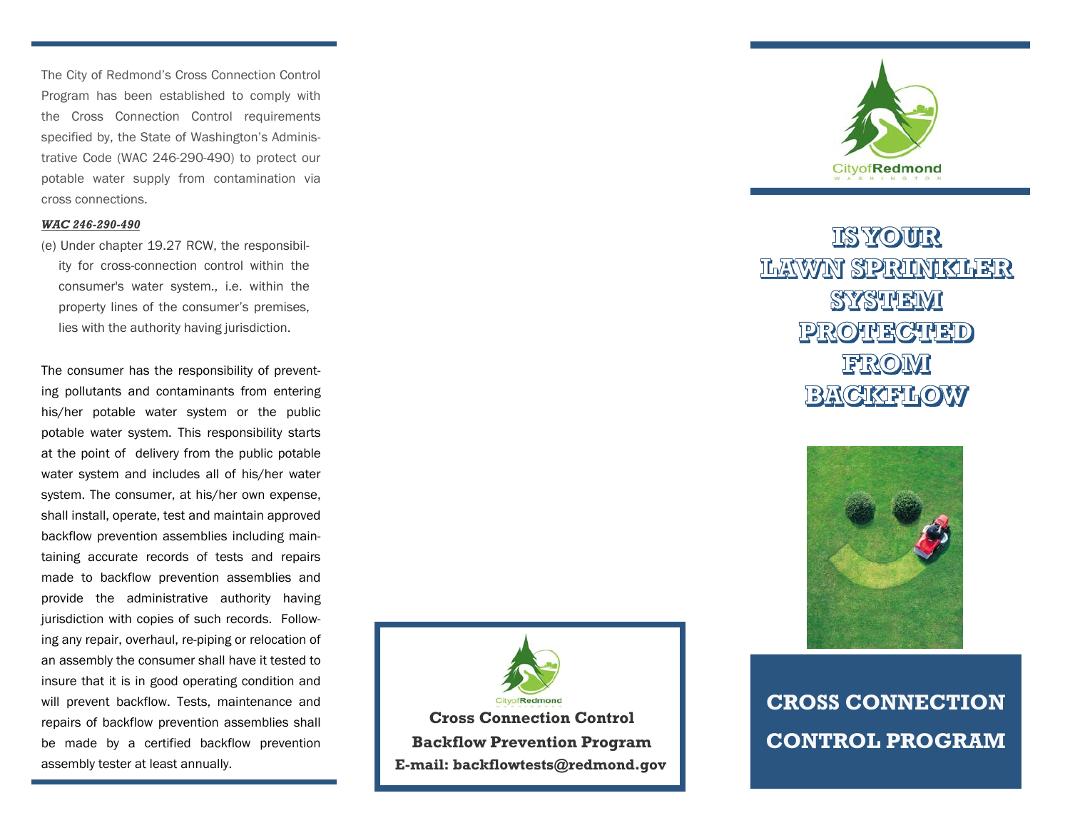The City of Redmond's Cross Connection Control Program has been established to comply with the Cross Connection Control requirements specified by, the State of Washington's Administrative Code (WAC 246-290-490) to protect our potable water supply from contamination via cross connections.

***WAC 246-290-490***

(e) Under chapter 19.27 RCW, the responsibility for cross-connection control within the consumer's water system., i.e. within the property lines of the consumer's premises, lies with the authority having jurisdiction.

The consumer has the responsibility of preventing pollutants and contaminants from entering his/her potable water system or the public potable water system. This responsibility starts at the point of delivery from the public potable water system and includes all of his/her water system. The consumer, at his/her own expense, shall install, operate, test and maintain approved backflow prevention assemblies including maintaining accurate records of tests and repairs made to backflow prevention assemblies and provide the administrative authority having jurisdiction with copies of such records. Following any repair, overhaul, re-piping or relocation of an assembly the consumer shall have it tested to insure that it is in good operating condition and will prevent backflow. Tests, maintenance and repairs of backflow prevention assemblies shall be made by a certified backflow prevention assembly tester at least annually.

CityofRedmond

**Cross Connection Control**

**Backflow Prevention Program**

**E-mail: backflowtests@redmond.gov**

CityofRedmond
WASHINGTON

# IS YOUR LAWN SPRINKLER SYSTEM PROTECTED FROM BACKFLOW

## CROSS CONNECTION CONTROL PROGRAM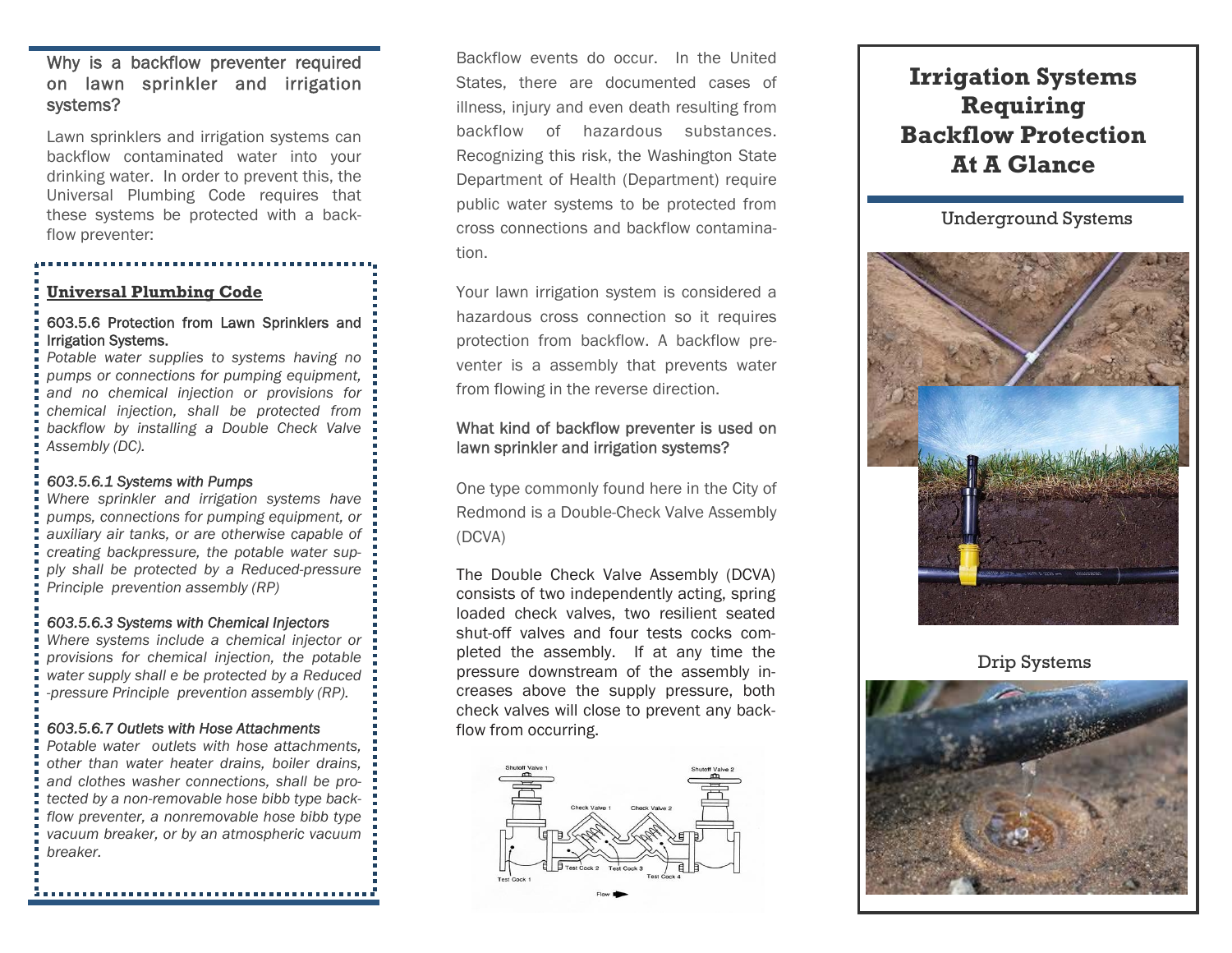## Why is a backflow preventer required on lawn sprinkler and irrigation systems?

Lawn sprinklers and irrigation systems can backflow contaminated water into your drinking water. In order to prevent this, the Universal Plumbing Code requires that these systems be protected with a backflow preventer:

**Universal Plumbing Code**

603.5.6 Protection from Lawn Sprinklers and Irrigation Systems.

*Potable water supplies to systems having no pumps or connections for pumping equipment, and no chemical injection or provisions for chemical injection, shall be protected from backflow by installing a Double Check Valve Assembly (DC).*

*603.5.6.1 Systems with Pumps*

*Where sprinkler and irrigation systems have pumps, connections for pumping equipment, or auxiliary air tanks, or are otherwise capable of creating backpressure, the potable water supply shall be protected by a Reduced-pressure Principle prevention assembly (RP)*

*603.5.6.3 Systems with Chemical Injectors*

*Where systems include a chemical injector or provisions for chemical injection, the potable water supply shall e be protected by a Reduced -pressure Principle prevention assembly (RP).*

*603.5.6.7 Outlets with Hose Attachments*

*Potable water outlets with hose attachments, other than water heater drains, boiler drains, and clothes washer connections, shall be protected by a non-removable hose bibb type backflow preventer, a nonremovable hose bibb type vacuum breaker, or by an atmospheric vacuum breaker.*

Backflow events do occur. In the United States, there are documented cases of illness, injury and even death resulting from backflow of hazardous substances. Recognizing this risk, the Washington State Department of Health (Department) require public water systems to be protected from cross connections and backflow contamination.

Your lawn irrigation system is considered a hazardous cross connection so it requires protection from backflow. A backflow preventer is a assembly that prevents water from flowing in the reverse direction.

## What kind of backflow preventer is used on lawn sprinkler and irrigation systems?

One type commonly found here in the City of Redmond is a Double-Check Valve Assembly (DCVA)

The Double Check Valve Assembly (DCVA) consists of two independently acting, spring loaded check valves, two resilient seated shut-off valves and four tests cocks completed the assembly. If at any time the pressure downstream of the assembly increases above the supply pressure, both check valves will close to prevent any backflow from occurring.

Shutoff Valve 1
Shutoff Valve 2
Check Valve 1
Check Valve 2
Test Cock 1
Test Cock 2
Test Cock 3
Test Cock 4
Flow

# Irrigation Systems Requiring Backflow Protection At A Glance

Underground Systems

Drip Systems